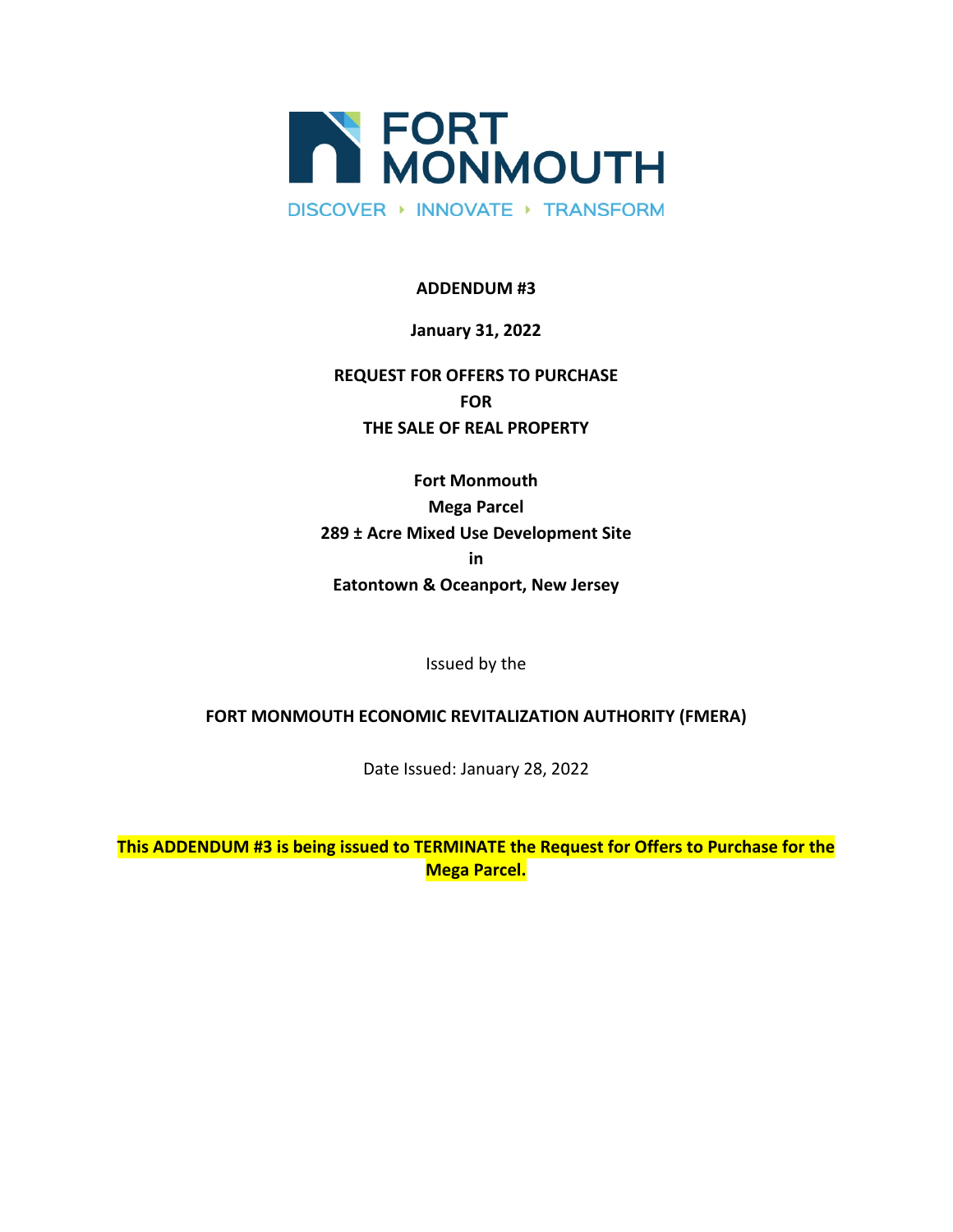FORT MONMOUTH

DISCOVER ▸ INNOVATE ▸ TRANSFORM

**ADDENDUM #3**

**January 31, 2022**

**REQUEST FOR OFFERS TO PURCHASE**
**FOR**
**THE SALE OF REAL PROPERTY**

**Fort Monmouth**
**Mega Parcel**
**289 ± Acre Mixed Use Development Site**
**in**
**Eatontown & Oceanport, New Jersey**

Issued by the

**FORT MONMOUTH ECONOMIC REVITALIZATION AUTHORITY (FMERA)**

Date Issued: January 28, 2022

**This ADDENDUM #3 is being issued to TERMINATE the Request for Offers to Purchase for the Mega Parcel.**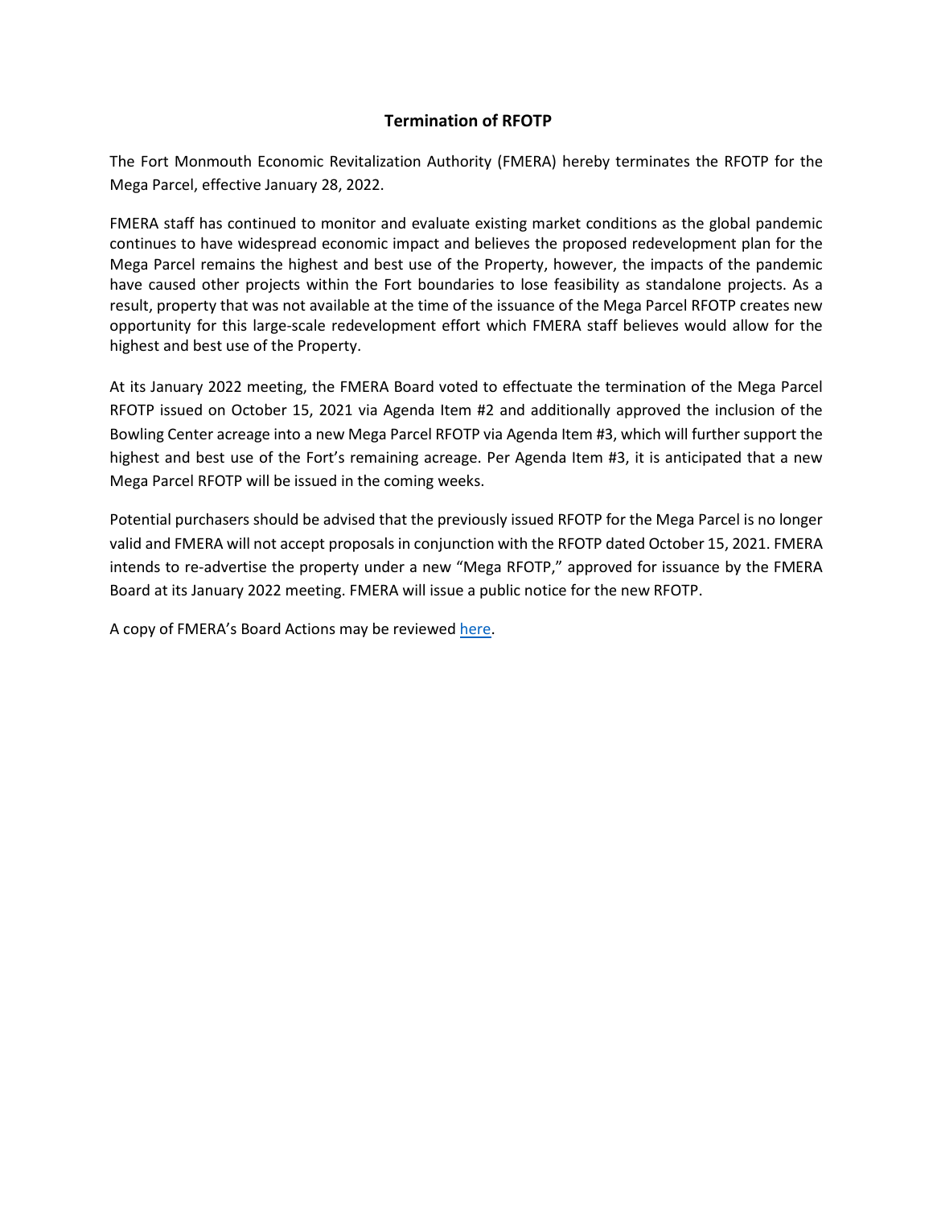## Termination of RFOTP

The Fort Monmouth Economic Revitalization Authority (FMERA) hereby terminates the RFOTP for the Mega Parcel, effective January 28, 2022.

FMERA staff has continued to monitor and evaluate existing market conditions as the global pandemic continues to have widespread economic impact and believes the proposed redevelopment plan for the Mega Parcel remains the highest and best use of the Property, however, the impacts of the pandemic have caused other projects within the Fort boundaries to lose feasibility as standalone projects. As a result, property that was not available at the time of the issuance of the Mega Parcel RFOTP creates new opportunity for this large-scale redevelopment effort which FMERA staff believes would allow for the highest and best use of the Property.

At its January 2022 meeting, the FMERA Board voted to effectuate the termination of the Mega Parcel RFOTP issued on October 15, 2021 via Agenda Item #2 and additionally approved the inclusion of the Bowling Center acreage into a new Mega Parcel RFOTP via Agenda Item #3, which will further support the highest and best use of the Fort's remaining acreage. Per Agenda Item #3, it is anticipated that a new Mega Parcel RFOTP will be issued in the coming weeks.

Potential purchasers should be advised that the previously issued RFOTP for the Mega Parcel is no longer valid and FMERA will not accept proposals in conjunction with the RFOTP dated October 15, 2021. FMERA intends to re-advertise the property under a new "Mega RFOTP," approved for issuance by the FMERA Board at its January 2022 meeting. FMERA will issue a public notice for the new RFOTP.

A copy of FMERA's Board Actions may be reviewed here.